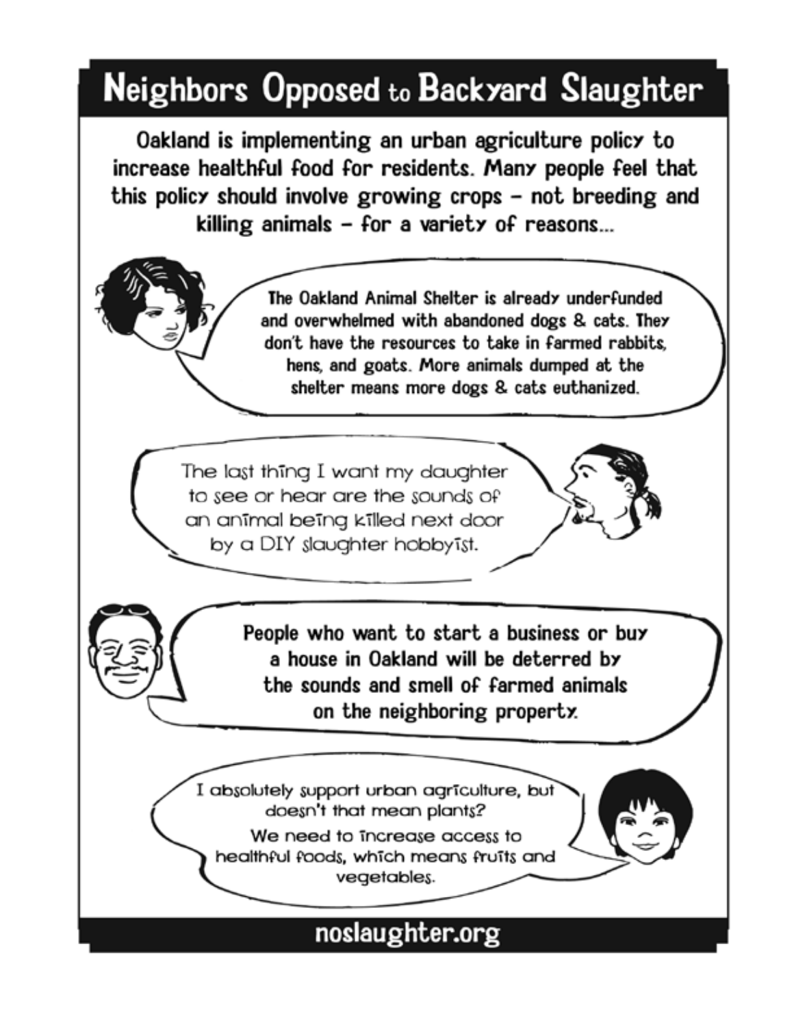# Neighbors Opposed to Backyard Slaughter

**Oakland is implementing an urban agriculture policy to increase healthful food for residents. Many people feel that this policy should involve growing crops – not breeding and killing animals – for a variety of reasons...**

The Oakland Animal Shelter is already underfunded and overwhelmed with abandoned dogs & cats. They don't have the resources to take in farmed rabbits, hens, and goats. More animals dumped at the shelter means more dogs & cats euthanized.

The last thing I want my daughter to see or hear are the sounds of an animal being killed next door by a DIY slaughter hobbyist.

People who want to start a business or buy a house in Oakland will be deterred by the sounds and smell of farmed animals on the neighboring property.

I absolutely support urban agriculture, but doesn't that mean plants? We need to increase access to healthful foods, which means fruits and vegetables.

**noslaughter.org**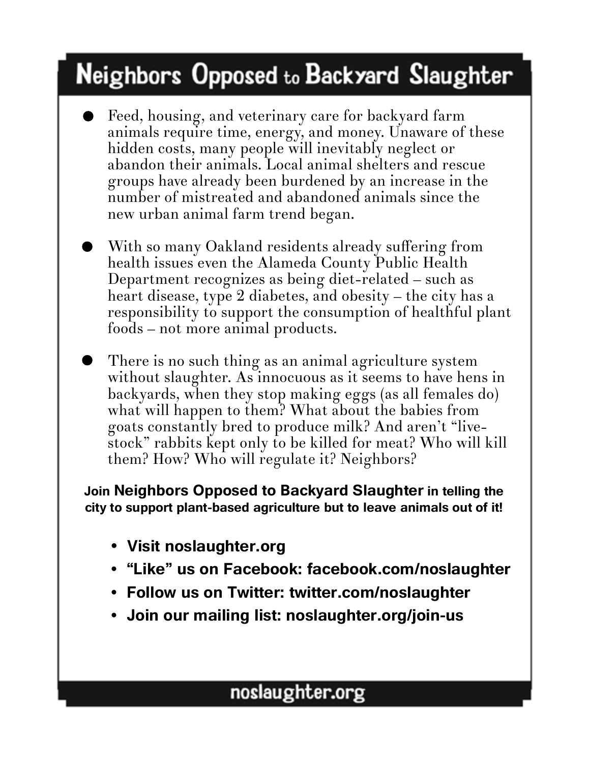# Neighbors Opposed to Backyard Slaughter

- Feed, housing, and veterinary care for backyard farm animals require time, energy, and money. Unaware of these hidden costs, many people will inevitably neglect or abandon their animals. Local animal shelters and rescue groups have already been burdened by an increase in the number of mistreated and abandoned animals since the new urban animal farm trend began.

- With so many Oakland residents already suffering from health issues even the Alameda County Public Health Department recognizes as being diet-related – such as heart disease, type 2 diabetes, and obesity – the city has a responsibility to support the consumption of healthful plant foods – not more animal products.

- There is no such thing as an animal agriculture system without slaughter. As innocuous as it seems to have hens in backyards, when they stop making eggs (as all females do) what will happen to them? What about the babies from goats constantly bred to produce milk? And aren't "live-stock" rabbits kept only to be killed for meat? Who will kill them? How? Who will regulate it? Neighbors?

**Join Neighbors Opposed to Backyard Slaughter in telling the city to support plant-based agriculture but to leave animals out of it!**

- **Visit noslaughter.org**
- **"Like" us on Facebook: facebook.com/noslaughter**
- **Follow us on Twitter: twitter.com/noslaughter**
- **Join our mailing list: noslaughter.org/join-us**

noslaughter.org